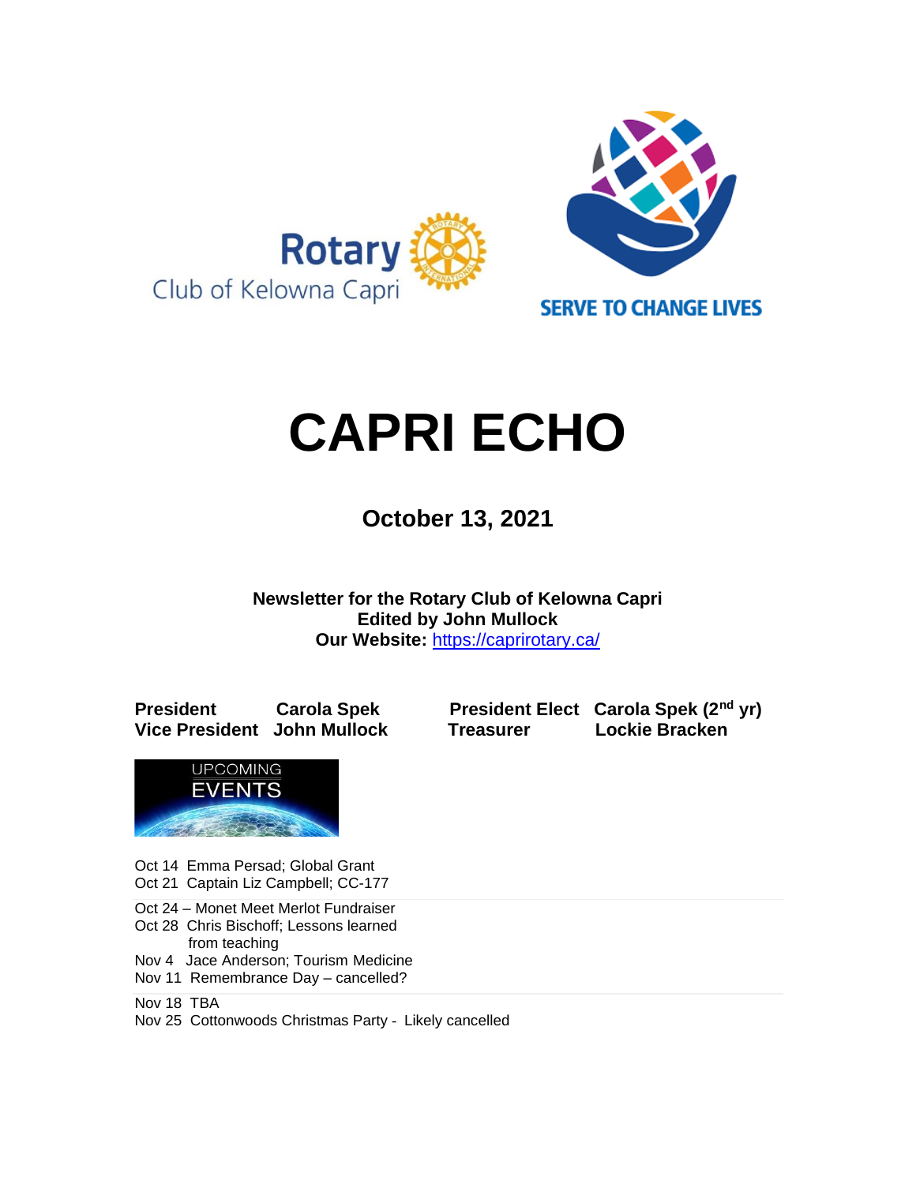Rotary Club of Kelowna Capri

SERVE TO CHANGE LIVES

# CAPRI ECHO

## October 13, 2021

**Newsletter for the Rotary Club of Kelowna Capri**
**Edited by John Mullock**
**Our Website:** [https://caprirotary.ca/](https://caprirotary.ca/)

| | | | |
|---|---|---|---|
| **President** | **Carola Spek** | **President Elect** | **Carola Spek (2nd yr)** |
| **Vice President** | **John Mullock** | **Treasurer** | **Lockie Bracken** |

UPCOMING EVENTS

Oct 14 Emma Persad; Global Grant
Oct 21 Captain Liz Campbell; CC-177

Oct 24 – Monet Meet Merlot Fundraiser
Oct 28 Chris Bischoff; Lessons learned from teaching
Nov 4 Jace Anderson; Tourism Medicine
Nov 11 Remembrance Day – cancelled?

Nov 18 TBA
Nov 25 Cottonwoods Christmas Party - Likely cancelled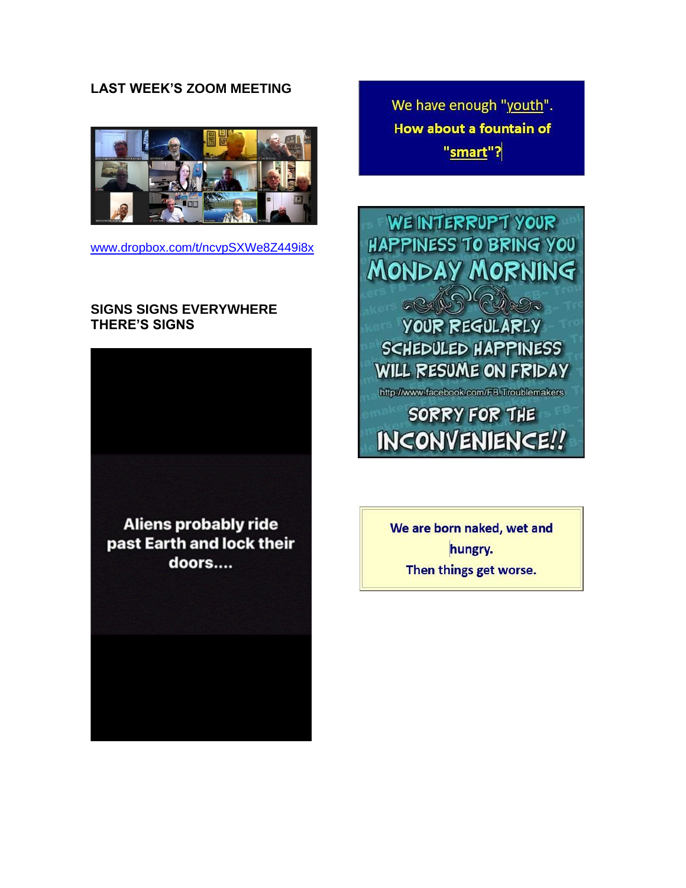## LAST WEEK'S ZOOM MEETING

www.dropbox.com/t/ncvpSXWe8Z449i8x

## SIGNS SIGNS EVERYWHERE THERE'S SIGNS

Aliens probably ride past Earth and lock their doors....

We have enough "youth". How about a fountain of "smart"?

WE INTERRUPT YOUR HAPPINESS TO BRING YOU MONDAY MORNING

YOUR REGULARLY SCHEDULED HAPPINESS WILL RESUME ON FRIDAY

http://www.facebook.com/FB.Troublemakers

SORRY FOR THE INCONVENIENCE!!

We are born naked, wet and hungry.
Then things get worse.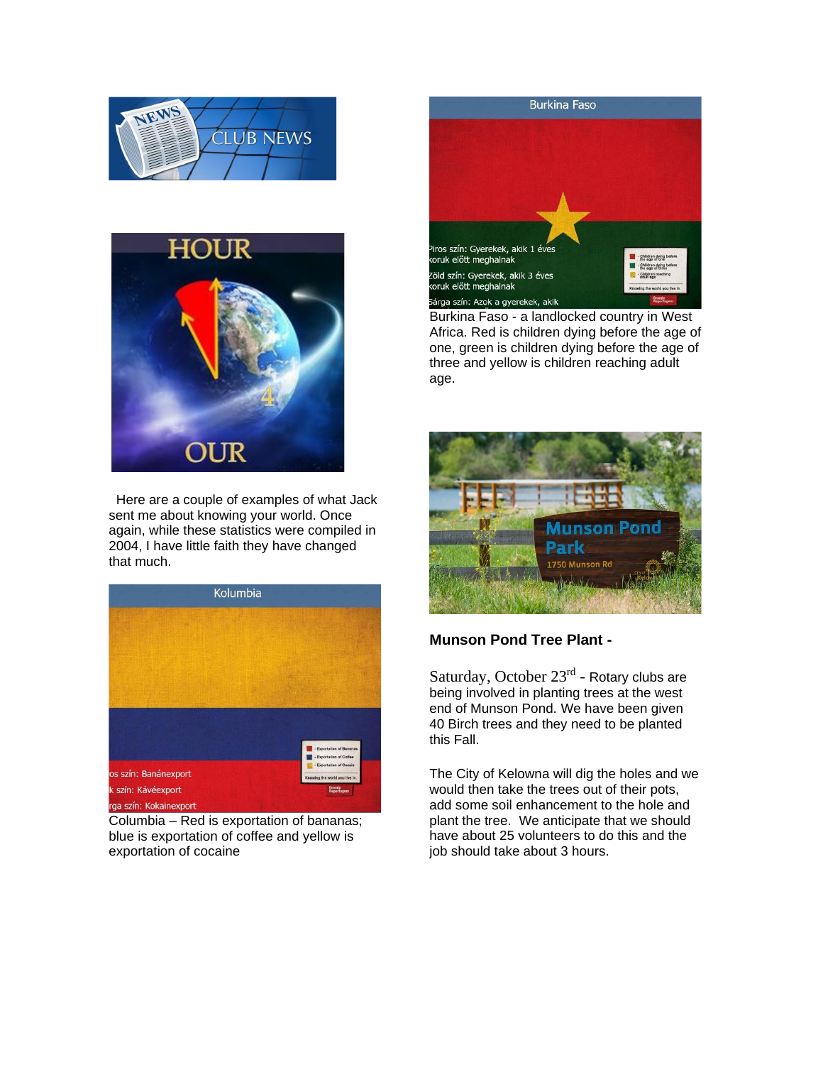Here are a couple of examples of what Jack sent me about knowing your world. Once again, while these statistics were compiled in 2004, I have little faith they have changed that much.

Columbia – Red is exportation of bananas; blue is exportation of coffee and yellow is exportation of cocaine

Burkina Faso - a landlocked country in West Africa. Red is children dying before the age of one, green is children dying before the age of three and yellow is children reaching adult age.

**Munson Pond Tree Plant -**

Saturday, October 23rd - Rotary clubs are being involved in planting trees at the west end of Munson Pond. We have been given 40 Birch trees and they need to be planted this Fall.

The City of Kelowna will dig the holes and we would then take the trees out of their pots, add some soil enhancement to the hole and plant the tree. We anticipate that we should have about 25 volunteers to do this and the job should take about 3 hours.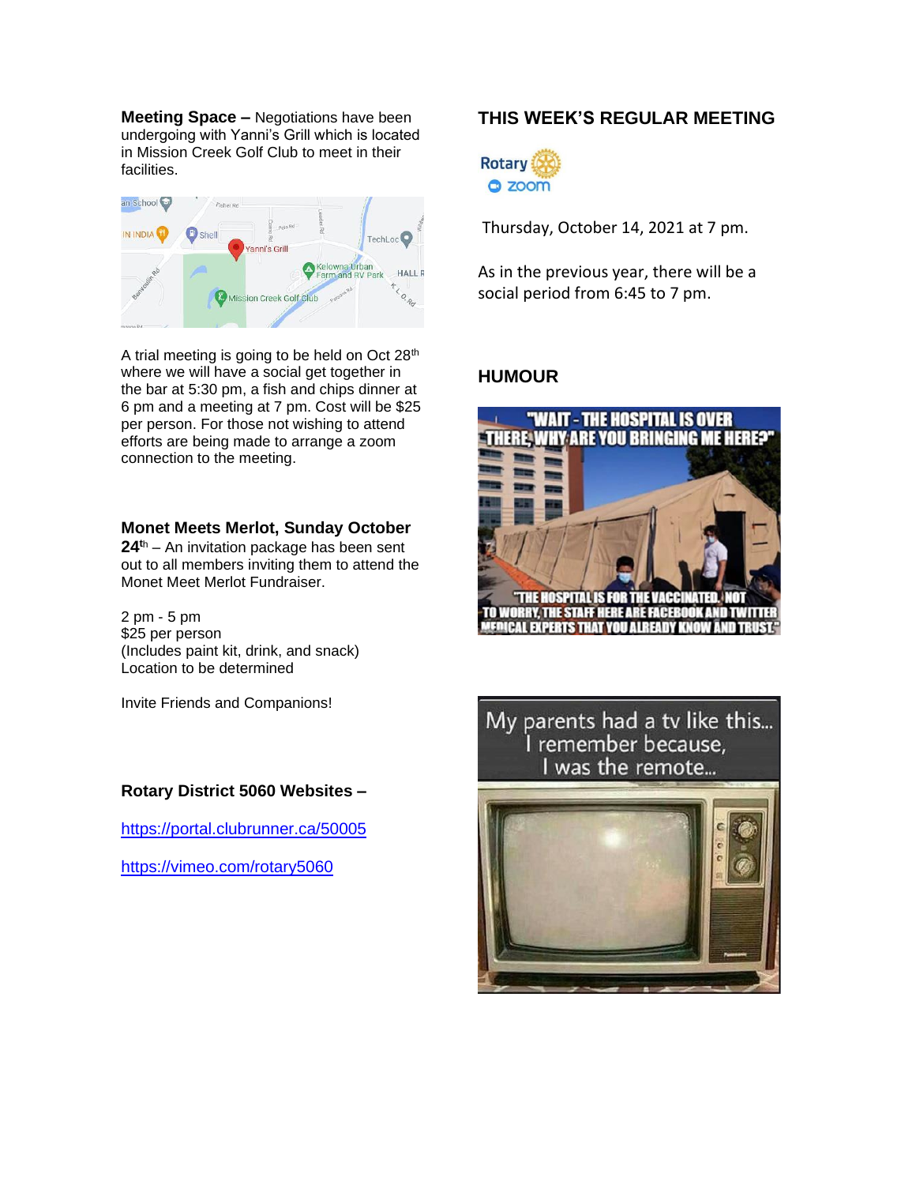**Meeting Space –** Negotiations have been undergoing with Yanni's Grill which is located in Mission Creek Golf Club to meet in their facilities.

A trial meeting is going to be held on Oct 28th where we will have a social get together in the bar at 5:30 pm, a fish and chips dinner at 6 pm and a meeting at 7 pm. Cost will be $25 per person. For those not wishing to attend efforts are being made to arrange a zoom connection to the meeting.

**Monet Meets Merlot, Sunday October 24th** – An invitation package has been sent out to all members inviting them to attend the Monet Meet Merlot Fundraiser.

2 pm - 5 pm
$25 per person
(Includes paint kit, drink, and snack)
Location to be determined

Invite Friends and Companions!

**Rotary District 5060 Websites –**

https://portal.clubrunner.ca/50005

https://vimeo.com/rotary5060

## THIS WEEK'S REGULAR MEETING

Thursday, October 14, 2021 at 7 pm.

As in the previous year, there will be a social period from 6:45 to 7 pm.

## HUMOUR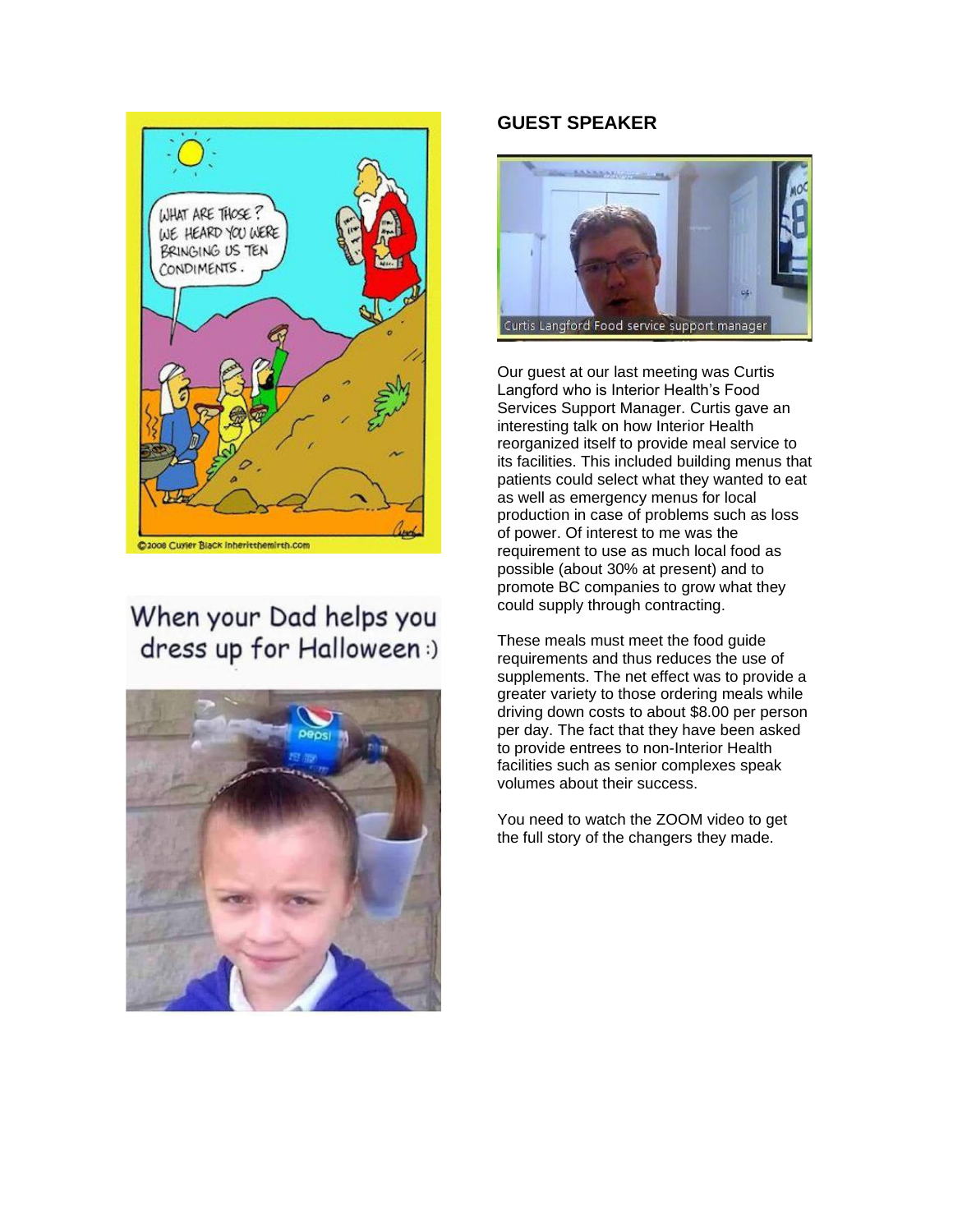## GUEST SPEAKER

Our guest at our last meeting was Curtis Langford who is Interior Health's Food Services Support Manager. Curtis gave an interesting talk on how Interior Health reorganized itself to provide meal service to its facilities. This included building menus that patients could select what they wanted to eat as well as emergency menus for local production in case of problems such as loss of power. Of interest to me was the requirement to use as much local food as possible (about 30% at present) and to promote BC companies to grow what they could supply through contracting.

These meals must meet the food guide requirements and thus reduces the use of supplements. The net effect was to provide a greater variety to those ordering meals while driving down costs to about $8.00 per person per day. The fact that they have been asked to provide entrees to non-Interior Health facilities such as senior complexes speak volumes about their success.

You need to watch the ZOOM video to get the full story of the changers they made.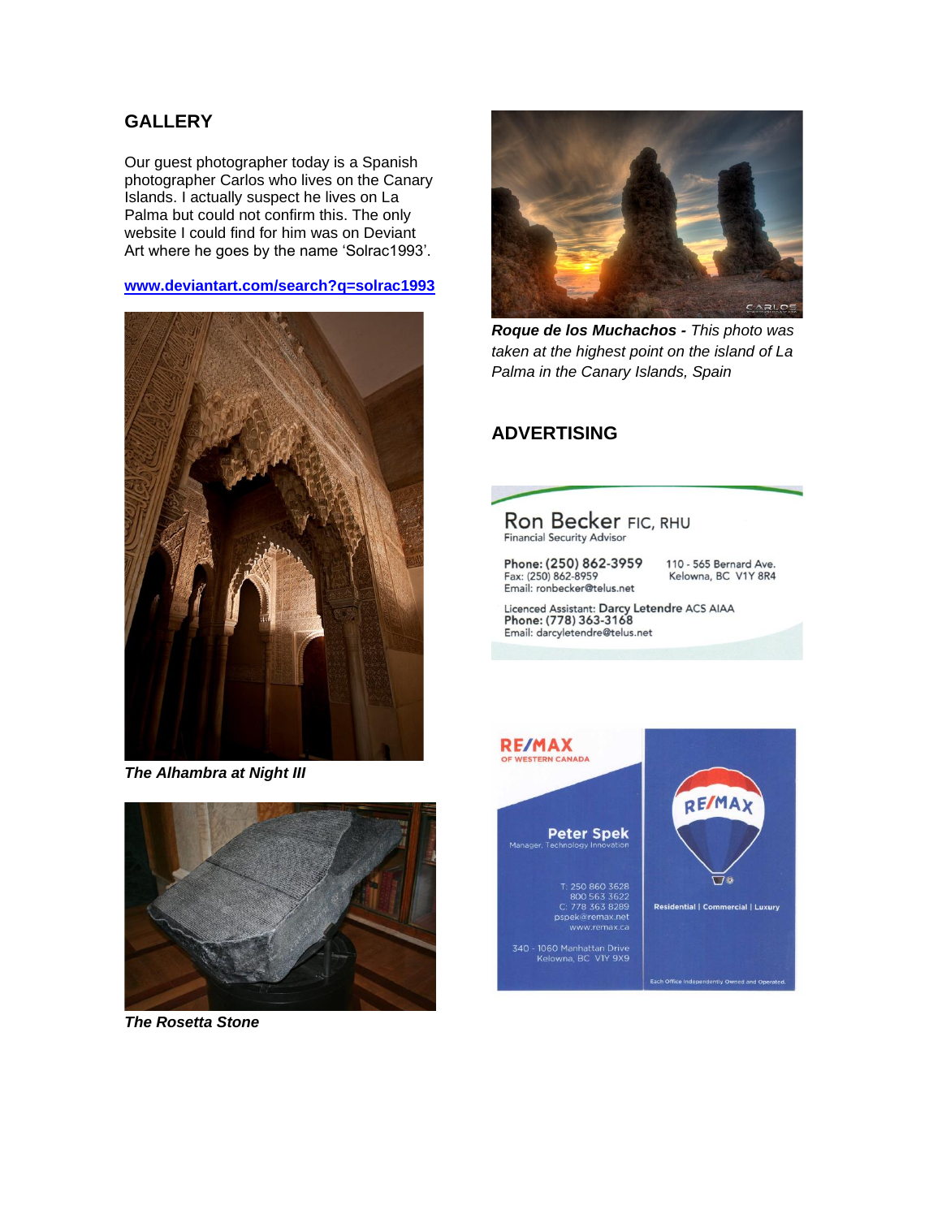## GALLERY

Our guest photographer today is a Spanish photographer Carlos who lives on the Canary Islands. I actually suspect he lives on La Palma but could not confirm this. The only website I could find for him was on Deviant Art where he goes by the name 'Solrac1993'.

**www.deviantart.com/search?q=solrac1993**

***The Alhambra at Night III***

***The Rosetta Stone***

***Roque de los Muchachos -*** *This photo was taken at the highest point on the island of La Palma in the Canary Islands, Spain*

## ADVERTISING

Ron Becker FIC, RHU
Financial Security Advisor

Phone: (250) 862-3959
Fax: (250) 862-8959
Email: ronbecker@telus.net

110 - 565 Bernard Ave.
Kelowna, BC V1Y 8R4

Licenced Assistant: Darcy Letendre ACS AIAA
Phone: (778) 363-3168
Email: darcyletendre@telus.net

RE/MAX OF WESTERN CANADA

Peter Spek
Manager, Technology Innovation

T: 250 860 3628
800 563 3622
C: 778 363 8289
pspek@remax.net
www.remax.ca

340 - 1060 Manhattan Drive
Kelowna, BC V1Y 9X9

RE/MAX

Residential | Commercial | Luxury

Each Office Independently Owned and Operated.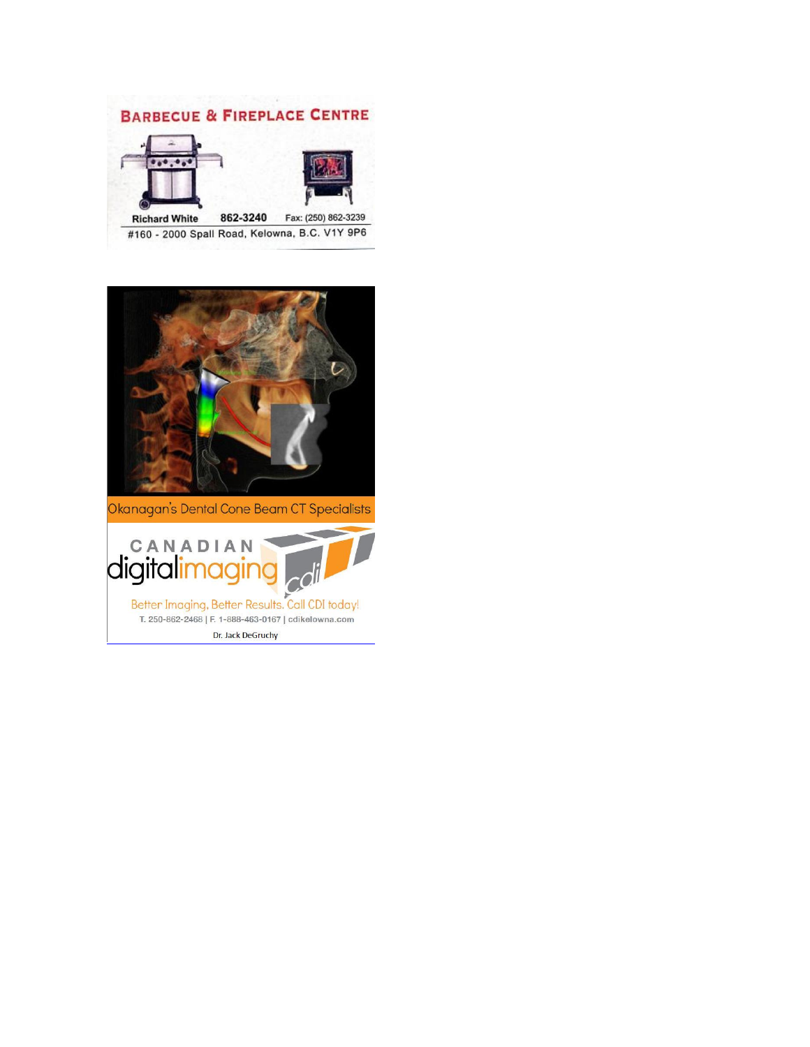BARBECUE & FIREPLACE CENTRE

Richard White 862-3240 Fax: (250) 862-3239

#160 - 2000 Spall Road, Kelowna, B.C. V1Y 9P6

Okanagan's Dental Cone Beam CT Specialists

CANADIAN digitalimaging cdi

Better Imaging, Better Results. Call CDI today!

T. 250-862-2468 | F. 1-888-463-0167 | cdikelowna.com

Dr. Jack DeGruchy